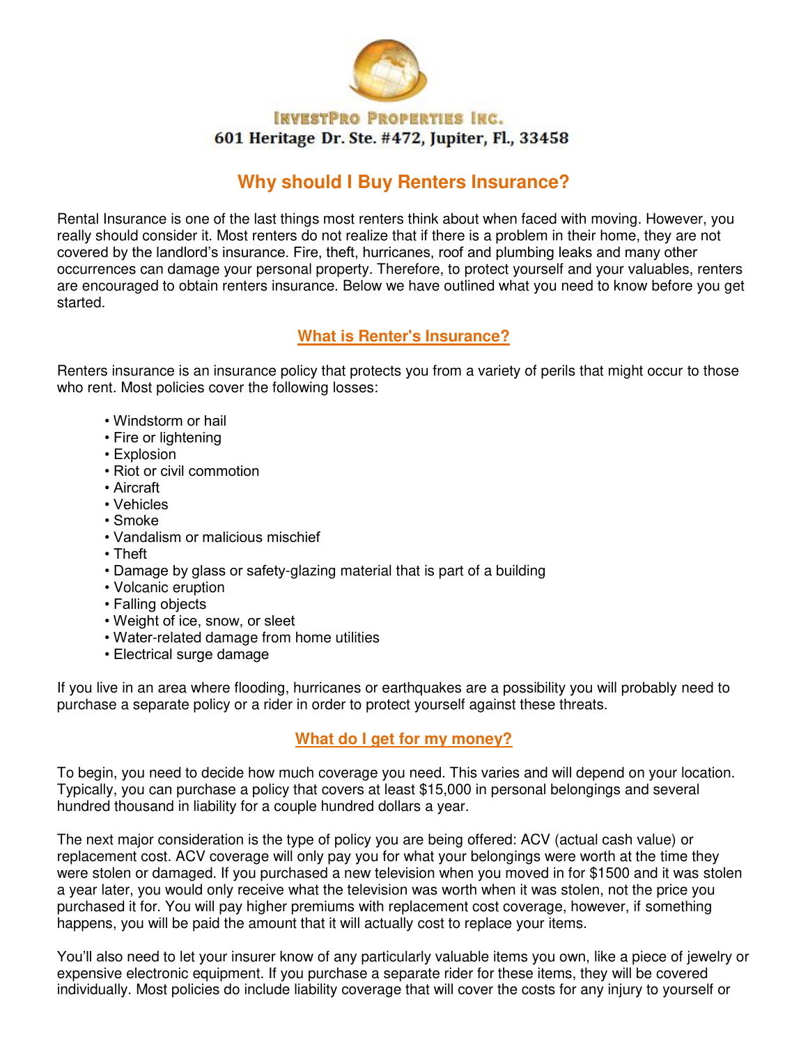INVESTPRO PROPERTIES INC.
601 Heritage Dr. Ste. #472, Jupiter, Fl., 33458

# Why should I Buy Renters Insurance?

Rental Insurance is one of the last things most renters think about when faced with moving. However, you really should consider it. Most renters do not realize that if there is a problem in their home, they are not covered by the landlord's insurance. Fire, theft, hurricanes, roof and plumbing leaks and many other occurrences can damage your personal property. Therefore, to protect yourself and your valuables, renters are encouraged to obtain renters insurance. Below we have outlined what you need to know before you get started.

## What is Renter's Insurance?

Renters insurance is an insurance policy that protects you from a variety of perils that might occur to those who rent. Most policies cover the following losses:

- Windstorm or hail
- Fire or lightening
- Explosion
- Riot or civil commotion
- Aircraft
- Vehicles
- Smoke
- Vandalism or malicious mischief
- Theft
- Damage by glass or safety-glazing material that is part of a building
- Volcanic eruption
- Falling objects
- Weight of ice, snow, or sleet
- Water-related damage from home utilities
- Electrical surge damage

If you live in an area where flooding, hurricanes or earthquakes are a possibility you will probably need to purchase a separate policy or a rider in order to protect yourself against these threats.

## What do I get for my money?

To begin, you need to decide how much coverage you need. This varies and will depend on your location. Typically, you can purchase a policy that covers at least $15,000 in personal belongings and several hundred thousand in liability for a couple hundred dollars a year.

The next major consideration is the type of policy you are being offered: ACV (actual cash value) or replacement cost. ACV coverage will only pay you for what your belongings were worth at the time they were stolen or damaged. If you purchased a new television when you moved in for $1500 and it was stolen a year later, you would only receive what the television was worth when it was stolen, not the price you purchased it for. You will pay higher premiums with replacement cost coverage, however, if something happens, you will be paid the amount that it will actually cost to replace your items.

You'll also need to let your insurer know of any particularly valuable items you own, like a piece of jewelry or expensive electronic equipment. If you purchase a separate rider for these items, they will be covered individually. Most policies do include liability coverage that will cover the costs for any injury to yourself or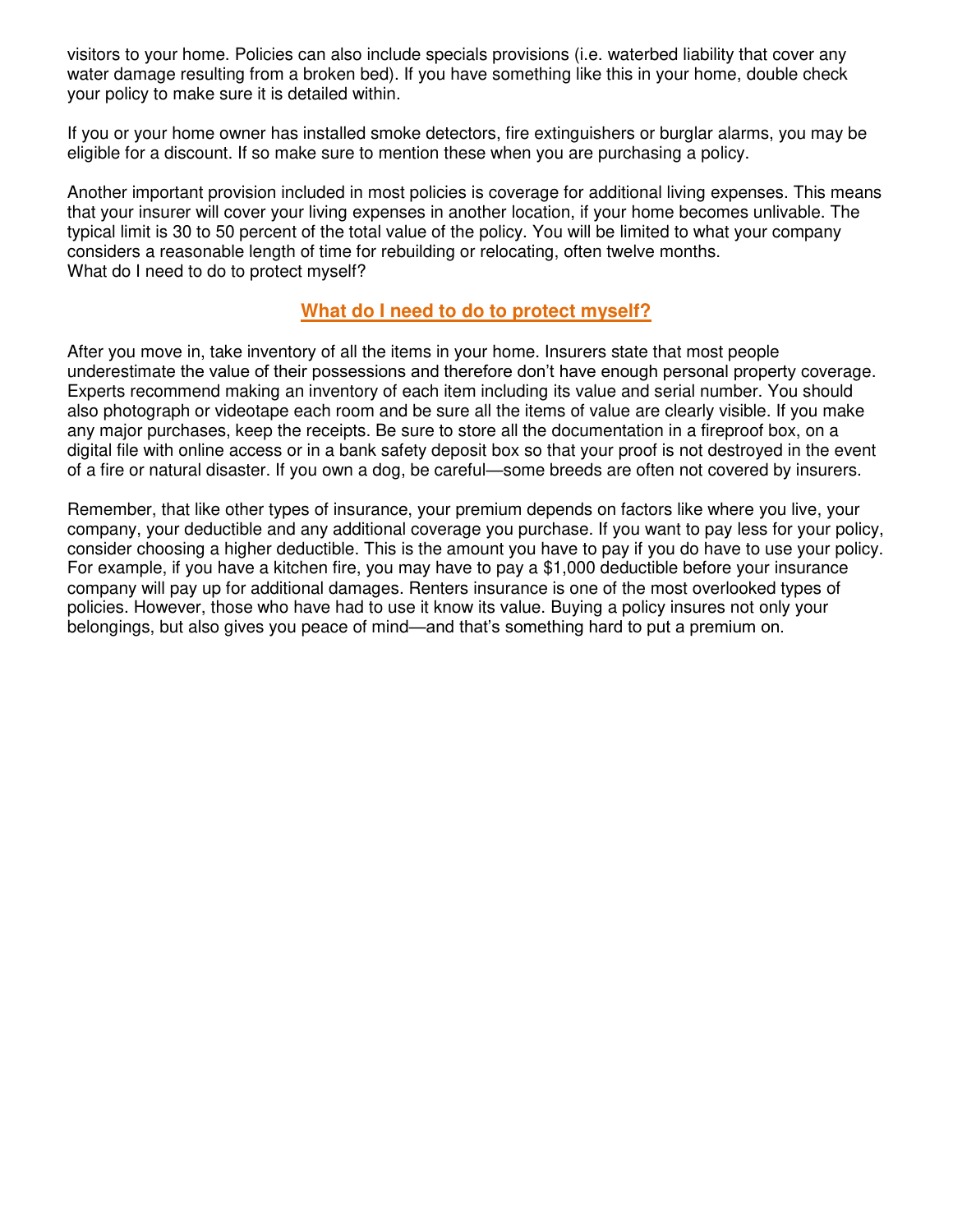visitors to your home. Policies can also include specials provisions (i.e. waterbed liability that cover any water damage resulting from a broken bed). If you have something like this in your home, double check your policy to make sure it is detailed within.

If you or your home owner has installed smoke detectors, fire extinguishers or burglar alarms, you may be eligible for a discount. If so make sure to mention these when you are purchasing a policy.

Another important provision included in most policies is coverage for additional living expenses. This means that your insurer will cover your living expenses in another location, if your home becomes unlivable. The typical limit is 30 to 50 percent of the total value of the policy. You will be limited to what your company considers a reasonable length of time for rebuilding or relocating, often twelve months.
What do I need to do to protect myself?

## What do I need to do to protect myself?

After you move in, take inventory of all the items in your home. Insurers state that most people underestimate the value of their possessions and therefore don't have enough personal property coverage. Experts recommend making an inventory of each item including its value and serial number. You should also photograph or videotape each room and be sure all the items of value are clearly visible. If you make any major purchases, keep the receipts. Be sure to store all the documentation in a fireproof box, on a digital file with online access or in a bank safety deposit box so that your proof is not destroyed in the event of a fire or natural disaster. If you own a dog, be careful—some breeds are often not covered by insurers.

Remember, that like other types of insurance, your premium depends on factors like where you live, your company, your deductible and any additional coverage you purchase. If you want to pay less for your policy, consider choosing a higher deductible. This is the amount you have to pay if you do have to use your policy. For example, if you have a kitchen fire, you may have to pay a $1,000 deductible before your insurance company will pay up for additional damages. Renters insurance is one of the most overlooked types of policies. However, those who have had to use it know its value. Buying a policy insures not only your belongings, but also gives you peace of mind—and that's something hard to put a premium on.